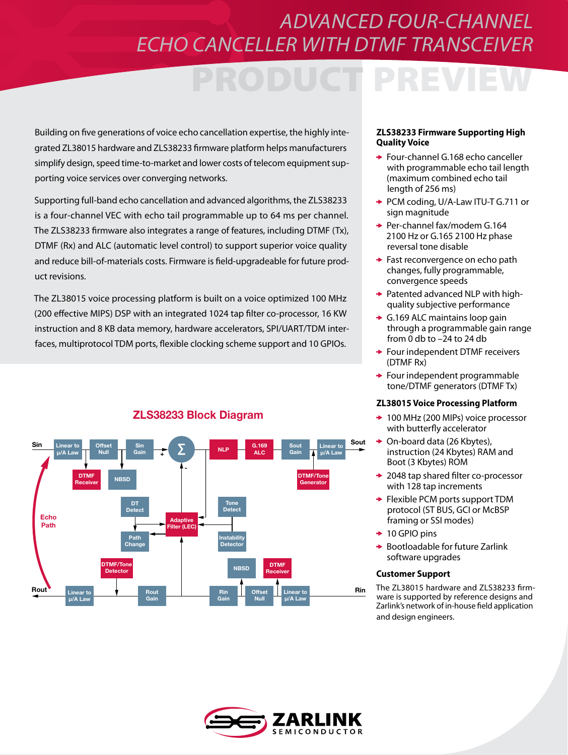# ADVANCED FOUR-CHANNEL ECHO CANCELLER WITH DTMF TRANSCEIVER

## PRODUCT PREVIEW

Building on five generations of voice echo cancellation expertise, the highly integrated ZL38015 hardware and ZLS38233 firmware platform helps manufacturers simplify design, speed time-to-market and lower costs of telecom equipment supporting voice services over converging networks.

Supporting full-band echo cancellation and advanced algorithms, the ZLS38233 is a four-channel VEC with echo tail programmable up to 64 ms per channel. The ZLS38233 firmware also integrates a range of features, including DTMF (Tx), DTMF (Rx) and ALC (automatic level control) to support superior voice quality and reduce bill-of-materials costs. Firmware is field-upgradeable for future product revisions.

The ZL38015 voice processing platform is built on a voice optimized 100 MHz (200 effective MIPS) DSP with an integrated 1024 tap filter co-processor, 16 KW instruction and 8 KB data memory, hardware accelerators, SPI/UART/TDM interfaces, multiprotocol TDM ports, flexible clocking scheme support and 10 GPIOs.

### ZLS38233 Block Diagram

### ZLS38233 Firmware Supporting High Quality Voice

- Four-channel G.168 echo canceller with programmable echo tail length (maximum combined echo tail length of 256 ms)
- PCM coding, U/A-Law ITU-T G.711 or sign magnitude
- Per-channel fax/modem G.164 2100 Hz or G.165 2100 Hz phase reversal tone disable
- Fast reconvergence on echo path changes, fully programmable, convergence speeds
- Patented advanced NLP with high-quality subjective performance
- G.169 ALC maintains loop gain through a programmable gain range from 0 db to –24 to 24 db
- Four independent DTMF receivers (DTMF Rx)
- Four independent programmable tone/DTMF generators (DTMF Tx)

### ZL38015 Voice Processing Platform

- 100 MHz (200 MIPs) voice processor with butterfly accelerator
- On-board data (26 Kbytes), instruction (24 Kbytes) RAM and Boot (3 Kbytes) ROM
- 2048 tap shared filter co-processor with 128 tap increments
- Flexible PCM ports support TDM protocol (ST BUS, GCI or McBSP framing or SSI modes)
- 10 GPIO pins
- Bootloadable for future Zarlink software upgrades

### Customer Support

The ZL38015 hardware and ZLS38233 firmware is supported by reference designs and Zarlink's network of in-house field application and design engineers.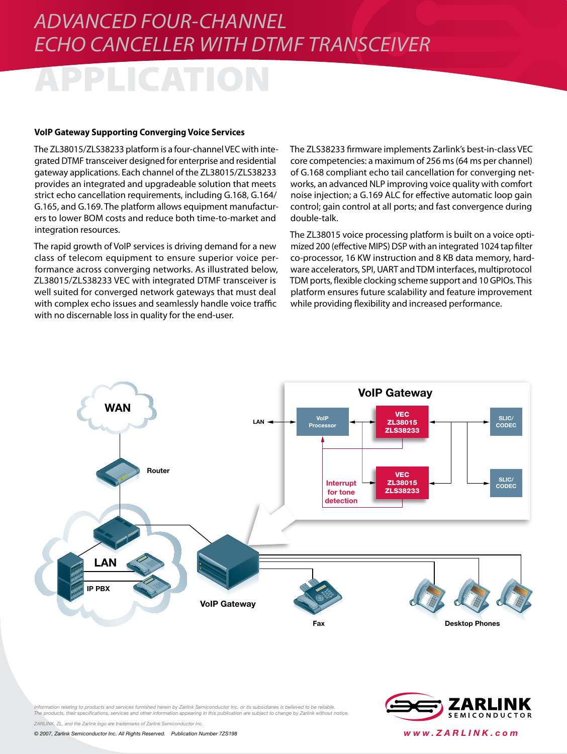# ADVANCED FOUR-CHANNEL ECHO CANCELLER WITH DTMF TRANSCEIVER

# APPLICATION

### VoIP Gateway Supporting Converging Voice Services

The ZL38015/ZLS38233 platform is a four-channel VEC with integrated DTMF transceiver designed for enterprise and residential gateway applications. Each channel of the ZL38015/ZLS38233 provides an integrated and upgradeable solution that meets strict echo cancellation requirements, including G.168, G.164/G.165, and G.169. The platform allows equipment manufacturers to lower BOM costs and reduce both time-to-market and integration resources.

The rapid growth of VoIP services is driving demand for a new class of telecom equipment to ensure superior voice performance across converging networks. As illustrated below, ZL38015/ZLS38233 VEC with integrated DTMF transceiver is well suited for converged network gateways that must deal with complex echo issues and seamlessly handle voice traffic with no discernable loss in quality for the end-user.

The ZLS38233 firmware implements Zarlink's best-in-class VEC core competencies: a maximum of 256 ms (64 ms per channel) of G.168 compliant echo tail cancellation for converging networks, an advanced NLP improving voice quality with comfort noise injection; a G.169 ALC for effective automatic loop gain control; gain control at all ports; and fast convergence during double-talk.

The ZL38015 voice processing platform is built on a voice optimized 200 (effective MIPS) DSP with an integrated 1024 tap filter co-processor, 16 KW instruction and 8 KB data memory, hardware accelerators, SPI, UART and TDM interfaces, multiprotocol TDM ports, flexible clocking scheme support and 10 GPIOs. This platform ensures future scalability and feature improvement while providing flexibility and increased performance.

VoIP Gateway
LAN
VoIP Processor
VEC ZL38015 ZLS38233
VEC ZL38015 ZLS38233
SLIC/ CODEC
SLIC/ CODEC
Interrupt for tone detection
WAN
Router
LAN
IP PBX
VoIP Gateway
Fax
Desktop Phones

*Information relating to products and services furnished herein by Zarlink Semiconductor Inc. or its subsidiaries is believed to be reliable. The products, their specifications, services and other information appearing in this publication are subject to change by Zarlink without notice.*

*ZARLINK, ZL, and the Zarlink logo are trademarks of Zarlink Semiconductor Inc.*

*© 2007, Zarlink Semiconductor Inc. All Rights Reserved. Publication Number 7ZS198*

ZARLINK SEMICONDUCTOR

www.ZARLINK.com